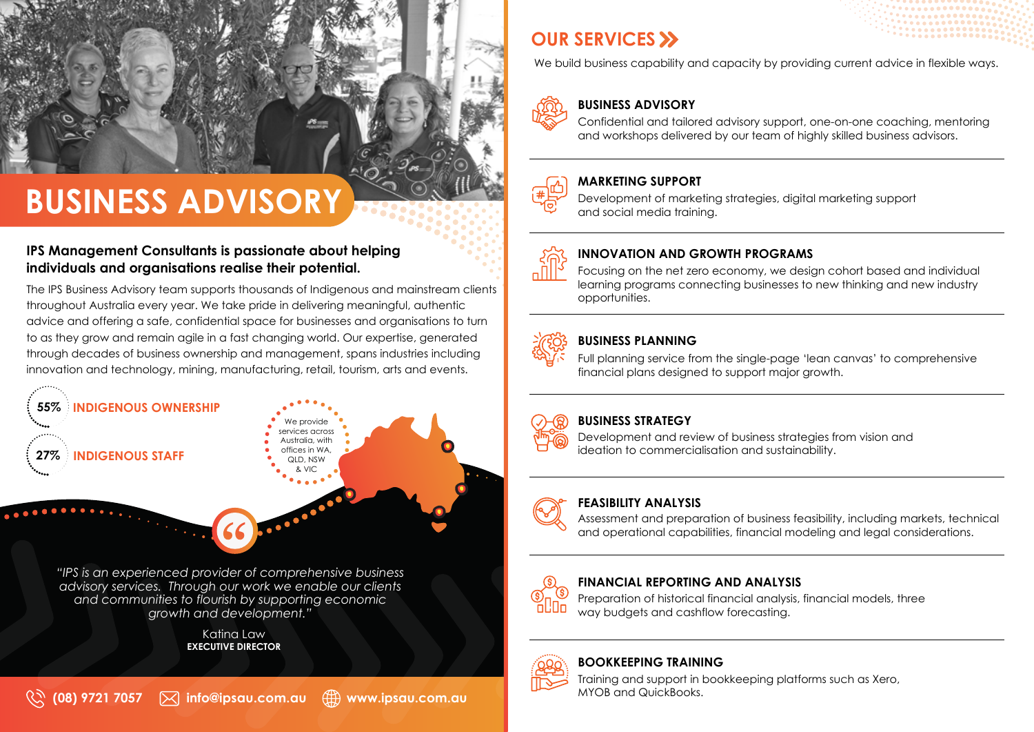# BUSINESS ADVISORY

**IPS Management Consultants is passionate about helping individuals and organisations realise their potential.**

The IPS Business Advisory team supports thousands of Indigenous and mainstream clients throughout Australia every year. We take pride in delivering meaningful, authentic advice and offering a safe, confidential space for businesses and organisations to turn to as they grow and remain agile in a fast changing world. Our expertise, generated through decades of business ownership and management, spans industries including innovation and technology, mining, manufacturing, retail, tourism, arts and events.

**55%** INDIGENOUS OWNERSHIP

**27%** INDIGENOUS STAFF

We provide services across Australia, with offices in WA, QLD, NSW & VIC

*"IPS is an experienced provider of comprehensive business advisory services. Through our work we enable our clients and communities to flourish by supporting economic growth and development."*

Katina Law
**EXECUTIVE DIRECTOR**

(08) 9721 7057 | info@ipsau.com.au | www.ipsau.com.au

## OUR SERVICES

We build business capability and capacity by providing current advice in flexible ways.

### BUSINESS ADVISORY

Confidential and tailored advisory support, one-on-one coaching, mentoring and workshops delivered by our team of highly skilled business advisors.

### MARKETING SUPPORT

Development of marketing strategies, digital marketing support and social media training.

### INNOVATION AND GROWTH PROGRAMS

Focusing on the net zero economy, we design cohort based and individual learning programs connecting businesses to new thinking and new industry opportunities.

### BUSINESS PLANNING

Full planning service from the single-page 'lean canvas' to comprehensive financial plans designed to support major growth.

### BUSINESS STRATEGY

Development and review of business strategies from vision and ideation to commercialisation and sustainability.

### FEASIBILITY ANALYSIS

Assessment and preparation of business feasibility, including markets, technical and operational capabilities, financial modeling and legal considerations.

### FINANCIAL REPORTING AND ANALYSIS

Preparation of historical financial analysis, financial models, three way budgets and cashflow forecasting.

### BOOKKEEPING TRAINING

Training and support in bookkeeping platforms such as Xero, MYOB and QuickBooks.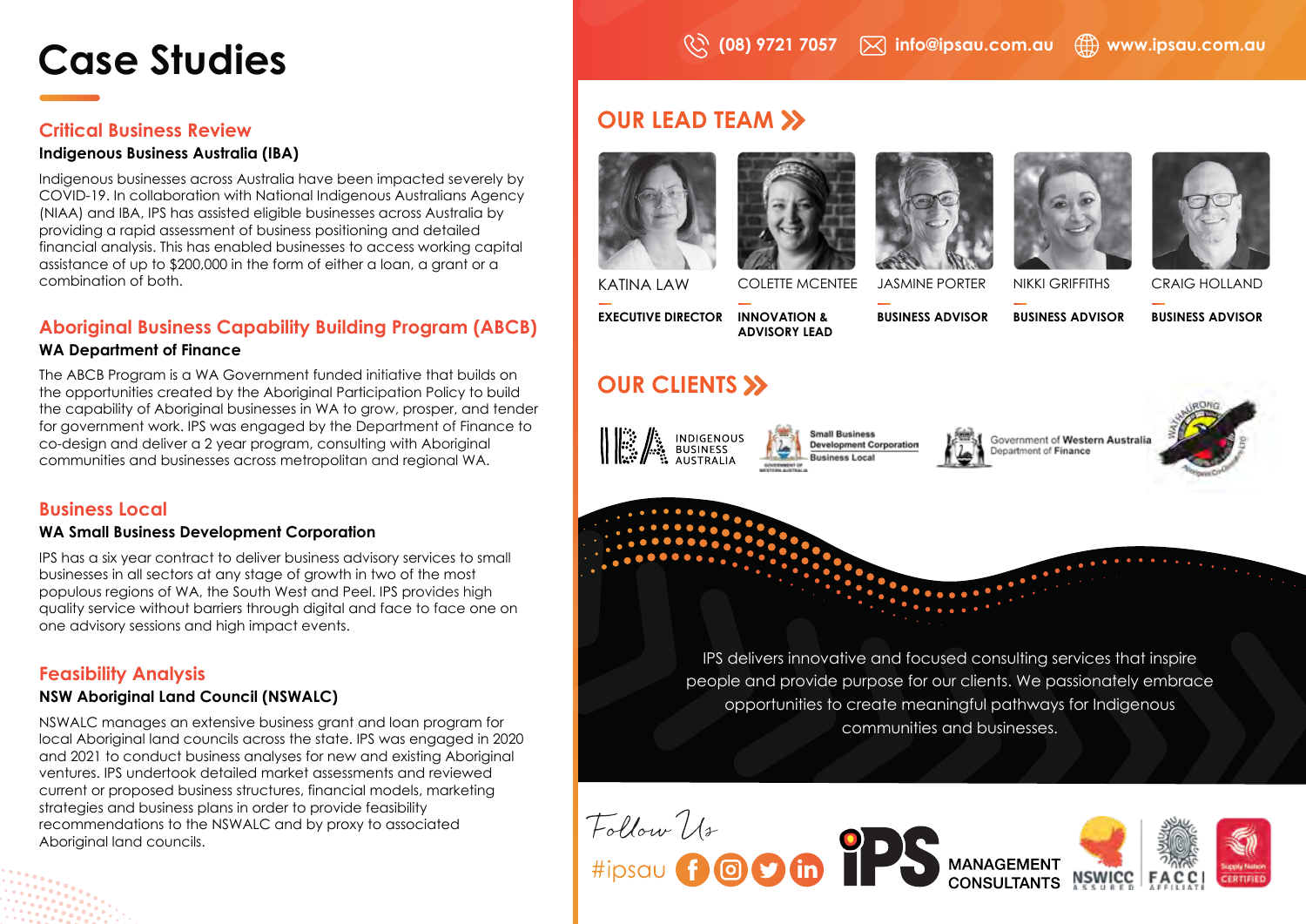# Case Studies

## Critical Business Review

**Indigenous Business Australia (IBA)**

Indigenous businesses across Australia have been impacted severely by COVID-19. In collaboration with National Indigenous Australians Agency (NIAA) and IBA, IPS has assisted eligible businesses across Australia by providing a rapid assessment of business positioning and detailed financial analysis. This has enabled businesses to access working capital assistance of up to $200,000 in the form of either a loan, a grant or a combination of both.

## Aboriginal Business Capability Building Program (ABCB)

**WA Department of Finance**

The ABCB Program is a WA Government funded initiative that builds on the opportunities created by the Aboriginal Participation Policy to build the capability of Aboriginal businesses in WA to grow, prosper, and tender for government work. IPS was engaged by the Department of Finance to co-design and deliver a 2 year program, consulting with Aboriginal communities and businesses across metropolitan and regional WA.

## Business Local

**WA Small Business Development Corporation**

IPS has a six year contract to deliver business advisory services to small businesses in all sectors at any stage of growth in two of the most populous regions of WA, the South West and Peel. IPS provides high quality service without barriers through digital and face to face one on one advisory sessions and high impact events.

## Feasibility Analysis

**NSW Aboriginal Land Council (NSWALC)**

NSWALC manages an extensive business grant and loan program for local Aboriginal land councils across the state. IPS was engaged in 2020 and 2021 to conduct business analyses for new and existing Aboriginal ventures. IPS undertook detailed market assessments and reviewed current or proposed business structures, financial models, marketing strategies and business plans in order to provide feasibility recommendations to the NSWALC and by proxy to associated Aboriginal land councils.

(08) 9721 7057 | info@ipsau.com.au | www.ipsau.com.au

## OUR LEAD TEAM

- KATINA LAW — **EXECUTIVE DIRECTOR**
- COLETTE MCENTEE — **INNOVATION & ADVISORY LEAD**
- JASMINE PORTER — **BUSINESS ADVISOR**
- NIKKI GRIFFITHS — **BUSINESS ADVISOR**
- CRAIG HOLLAND — **BUSINESS ADVISOR**

## OUR CLIENTS

IBA Indigenous Business Australia | Small Business Development Corporation Business Local | Government of Western Australia Department of Finance | Wirrawirong Aboriginal Co-Operative Ltd

IPS delivers innovative and focused consulting services that inspire people and provide purpose for our clients. We passionately embrace opportunities to create meaningful pathways for Indigenous communities and businesses.

Follow Us

#ipsau

iPS MANAGEMENT CONSULTANTS

NSWICC ASSURED | FACCI AFFILIATE | Supply Nation CERTIFIED